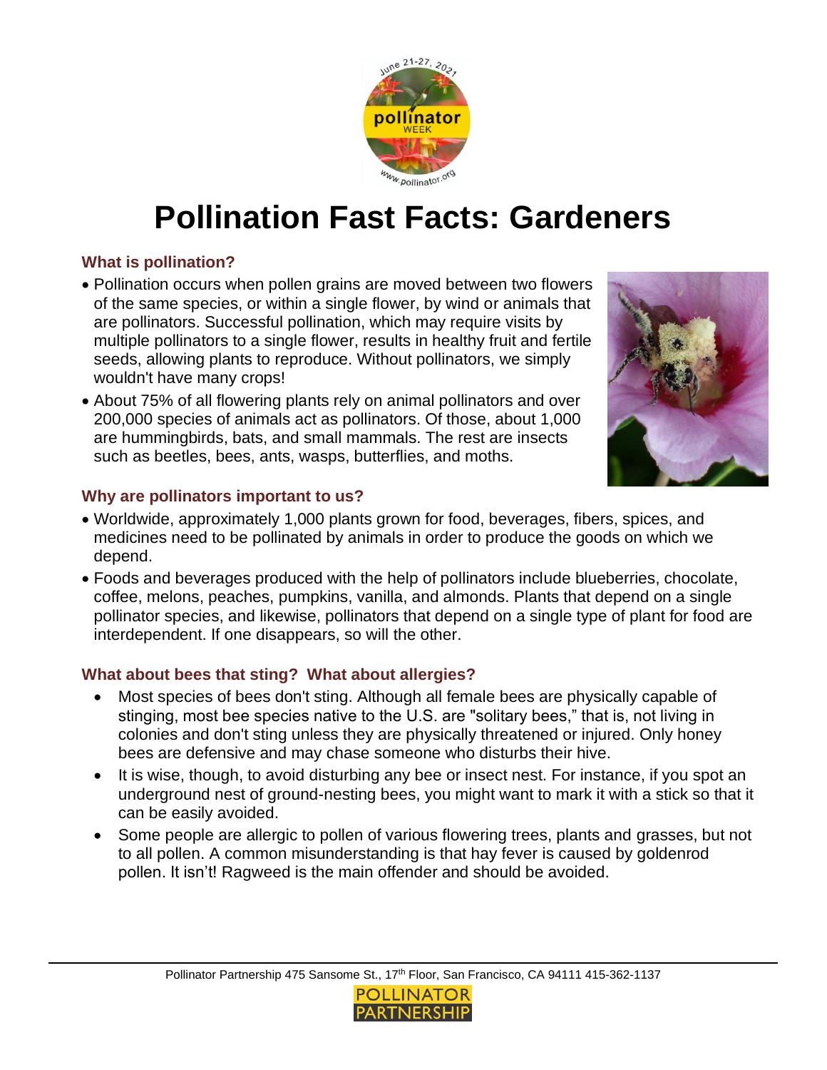# Pollination Fast Facts: Gardeners

### What is pollination?

- Pollination occurs when pollen grains are moved between two flowers of the same species, or within a single flower, by wind or animals that are pollinators. Successful pollination, which may require visits by multiple pollinators to a single flower, results in healthy fruit and fertile seeds, allowing plants to reproduce. Without pollinators, we simply wouldn't have many crops!
- About 75% of all flowering plants rely on animal pollinators and over 200,000 species of animals act as pollinators. Of those, about 1,000 are hummingbirds, bats, and small mammals. The rest are insects such as beetles, bees, ants, wasps, butterflies, and moths.

### Why are pollinators important to us?

- Worldwide, approximately 1,000 plants grown for food, beverages, fibers, spices, and medicines need to be pollinated by animals in order to produce the goods on which we depend.
- Foods and beverages produced with the help of pollinators include blueberries, chocolate, coffee, melons, peaches, pumpkins, vanilla, and almonds. Plants that depend on a single pollinator species, and likewise, pollinators that depend on a single type of plant for food are interdependent. If one disappears, so will the other.

### What about bees that sting? What about allergies?

- Most species of bees don't sting. Although all female bees are physically capable of stinging, most bee species native to the U.S. are "solitary bees," that is, not living in colonies and don't sting unless they are physically threatened or injured. Only honey bees are defensive and may chase someone who disturbs their hive.
- It is wise, though, to avoid disturbing any bee or insect nest. For instance, if you spot an underground nest of ground-nesting bees, you might want to mark it with a stick so that it can be easily avoided.
- Some people are allergic to pollen of various flowering trees, plants and grasses, but not to all pollen. A common misunderstanding is that hay fever is caused by goldenrod pollen. It isn't! Ragweed is the main offender and should be avoided.

Pollinator Partnership 475 Sansome St., 17th Floor, San Francisco, CA 94111 415-362-1137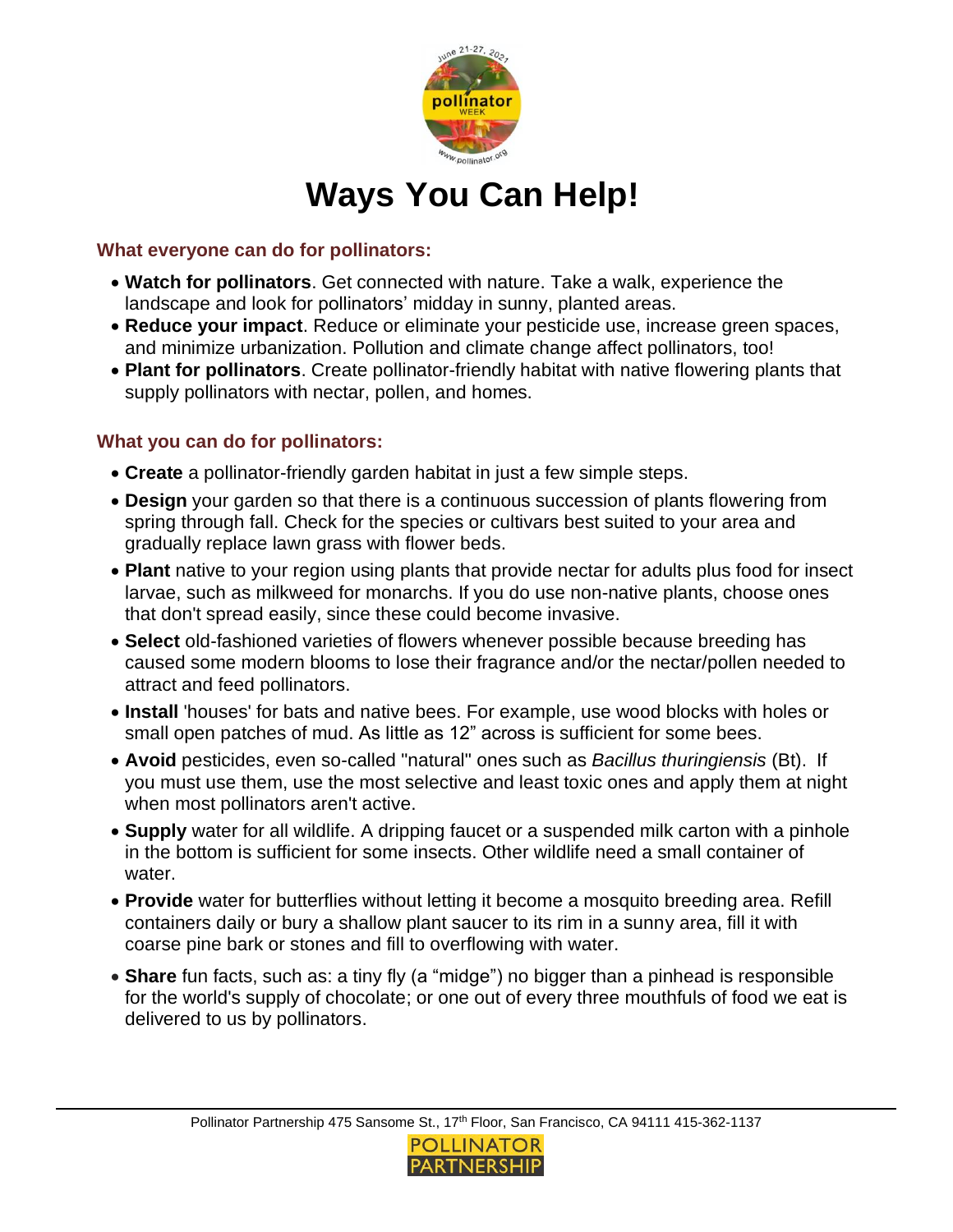# Ways You Can Help!

### What everyone can do for pollinators:

- **Watch for pollinators**. Get connected with nature. Take a walk, experience the landscape and look for pollinators' midday in sunny, planted areas.
- **Reduce your impact**. Reduce or eliminate your pesticide use, increase green spaces, and minimize urbanization. Pollution and climate change affect pollinators, too!
- **Plant for pollinators**. Create pollinator-friendly habitat with native flowering plants that supply pollinators with nectar, pollen, and homes.

### What you can do for pollinators:

- **Create** a pollinator-friendly garden habitat in just a few simple steps.
- **Design** your garden so that there is a continuous succession of plants flowering from spring through fall. Check for the species or cultivars best suited to your area and gradually replace lawn grass with flower beds.
- **Plant** native to your region using plants that provide nectar for adults plus food for insect larvae, such as milkweed for monarchs. If you do use non-native plants, choose ones that don't spread easily, since these could become invasive.
- **Select** old-fashioned varieties of flowers whenever possible because breeding has caused some modern blooms to lose their fragrance and/or the nectar/pollen needed to attract and feed pollinators.
- **Install** 'houses' for bats and native bees. For example, use wood blocks with holes or small open patches of mud. As little as 12" across is sufficient for some bees.
- **Avoid** pesticides, even so-called "natural" ones such as *Bacillus thuringiensis* (Bt). If you must use them, use the most selective and least toxic ones and apply them at night when most pollinators aren't active.
- **Supply** water for all wildlife. A dripping faucet or a suspended milk carton with a pinhole in the bottom is sufficient for some insects. Other wildlife need a small container of water.
- **Provide** water for butterflies without letting it become a mosquito breeding area. Refill containers daily or bury a shallow plant saucer to its rim in a sunny area, fill it with coarse pine bark or stones and fill to overflowing with water.
- **Share** fun facts, such as: a tiny fly (a "midge") no bigger than a pinhead is responsible for the world's supply of chocolate; or one out of every three mouthfuls of food we eat is delivered to us by pollinators.

Pollinator Partnership 475 Sansome St., 17th Floor, San Francisco, CA 94111 415-362-1137